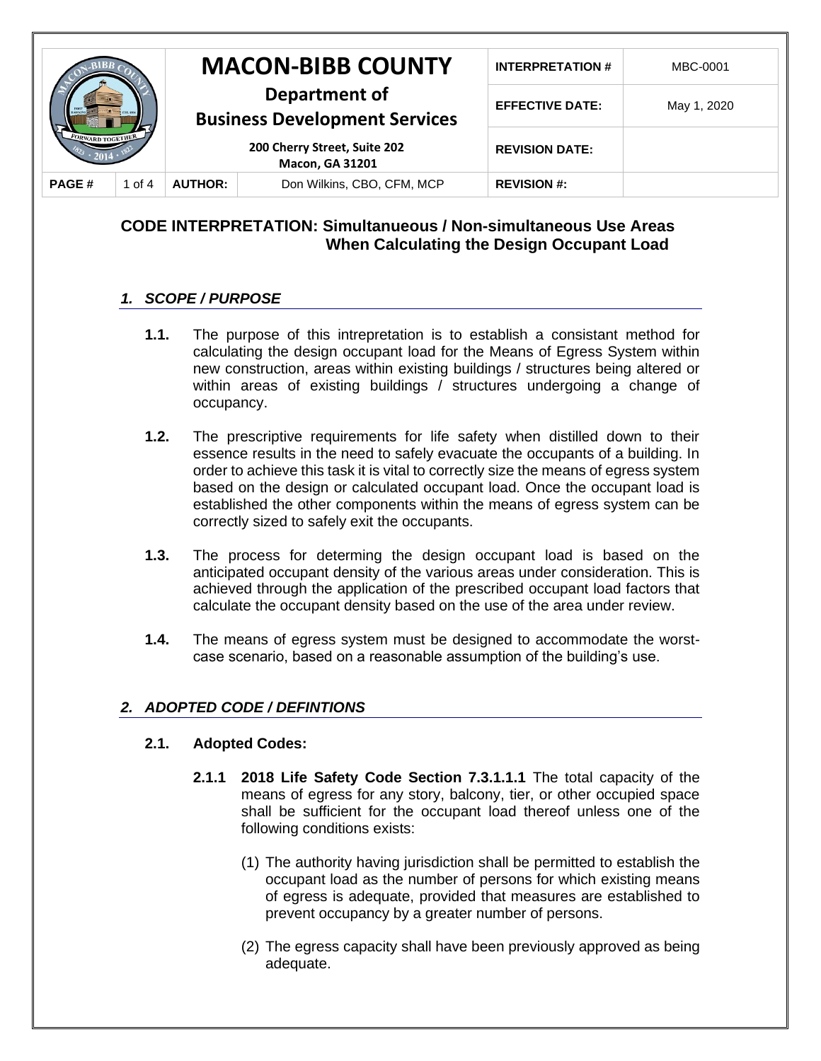| | | **MACON-BIBB COUNTY** | | **INTERPRETATION #** | MBC-0001 |
|---|---|---|---|---|---|
| | | **Department of Business Development Services** | | **EFFECTIVE DATE:** | May 1, 2020 |
| | | **200 Cherry Street, Suite 202 Macon, GA 31201** | | **REVISION DATE:** | |
| **PAGE #** | 1 of 4 | **AUTHOR:** | Don Wilkins, CBO, CFM, MCP | **REVISION #:** | |

## CODE INTERPRETATION: Simultanueous / Non-simultaneous Use Areas When Calculating the Design Occupant Load

### *1. SCOPE / PURPOSE*

**1.1.** The purpose of this intrepretation is to establish a consistant method for calculating the design occupant load for the Means of Egress System within new construction, areas within existing buildings / structures being altered or within areas of existing buildings / structures undergoing a change of occupancy.

**1.2.** The prescriptive requirements for life safety when distilled down to their essence results in the need to safely evacuate the occupants of a building. In order to achieve this task it is vital to correctly size the means of egress system based on the design or calculated occupant load. Once the occupant load is established the other components within the means of egress system can be correctly sized to safely exit the occupants.

**1.3.** The process for determing the design occupant load is based on the anticipated occupant density of the various areas under consideration. This is achieved through the application of the prescribed occupant load factors that calculate the occupant density based on the use of the area under review.

**1.4.** The means of egress system must be designed to accommodate the worst-case scenario, based on a reasonable assumption of the building's use.

### *2. ADOPTED CODE / DEFINTIONS*

**2.1. Adopted Codes:**

**2.1.1 2018 Life Safety Code Section 7.3.1.1.1** The total capacity of the means of egress for any story, balcony, tier, or other occupied space shall be sufficient for the occupant load thereof unless one of the following conditions exists:

(1) The authority having jurisdiction shall be permitted to establish the occupant load as the number of persons for which existing means of egress is adequate, provided that measures are established to prevent occupancy by a greater number of persons.

(2) The egress capacity shall have been previously approved as being adequate.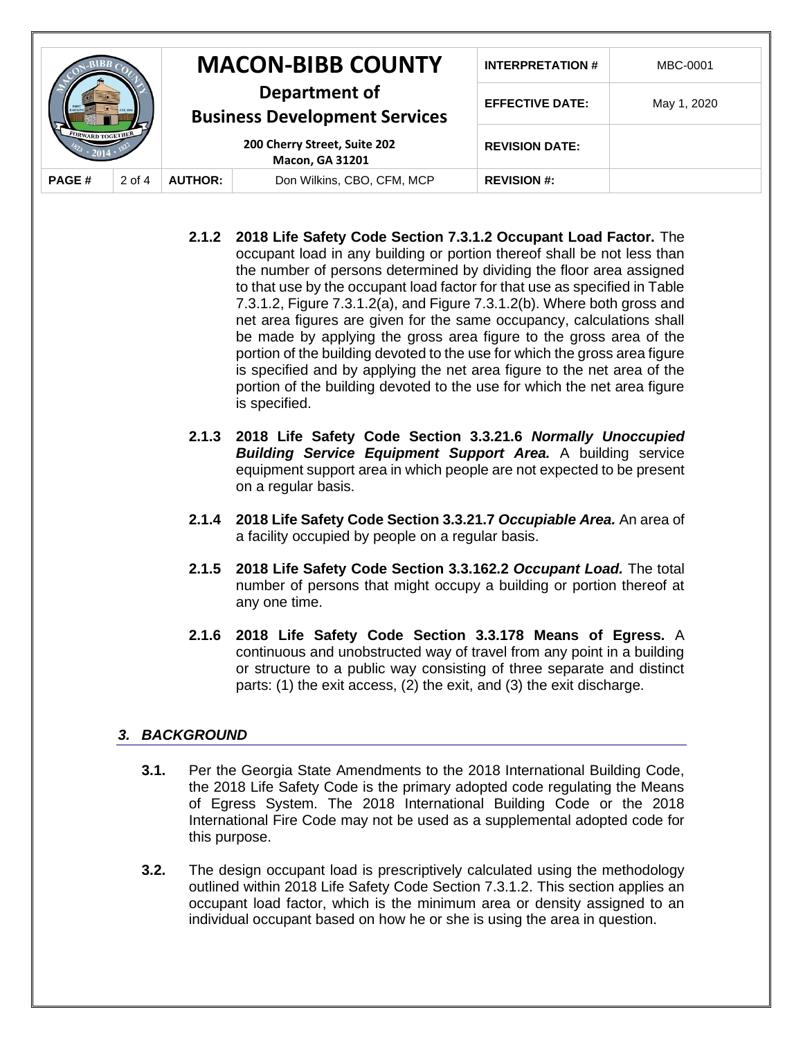**2.1.2 2018 Life Safety Code Section 7.3.1.2 Occupant Load Factor.** The occupant load in any building or portion thereof shall be not less than the number of persons determined by dividing the floor area assigned to that use by the occupant load factor for that use as specified in Table 7.3.1.2, Figure 7.3.1.2(a), and Figure 7.3.1.2(b). Where both gross and net area figures are given for the same occupancy, calculations shall be made by applying the gross area figure to the gross area of the portion of the building devoted to the use for which the gross area figure is specified and by applying the net area figure to the net area of the portion of the building devoted to the use for which the net area figure is specified.

**2.1.3 2018 Life Safety Code Section 3.3.21.6 *Normally Unoccupied Building Service Equipment Support Area.*** A building service equipment support area in which people are not expected to be present on a regular basis.

**2.1.4 2018 Life Safety Code Section 3.3.21.7 *Occupiable Area.*** An area of a facility occupied by people on a regular basis.

**2.1.5 2018 Life Safety Code Section 3.3.162.2 *Occupant Load.*** The total number of persons that might occupy a building or portion thereof at any one time.

**2.1.6 2018 Life Safety Code Section 3.3.178 Means of Egress.** A continuous and unobstructed way of travel from any point in a building or structure to a public way consisting of three separate and distinct parts: (1) the exit access, (2) the exit, and (3) the exit discharge.

## *3. BACKGROUND*

**3.1.** Per the Georgia State Amendments to the 2018 International Building Code, the 2018 Life Safety Code is the primary adopted code regulating the Means of Egress System. The 2018 International Building Code or the 2018 International Fire Code may not be used as a supplemental adopted code for this purpose.

**3.2.** The design occupant load is prescriptively calculated using the methodology outlined within 2018 Life Safety Code Section 7.3.1.2. This section applies an occupant load factor, which is the minimum area or density assigned to an individual occupant based on how he or she is using the area in question.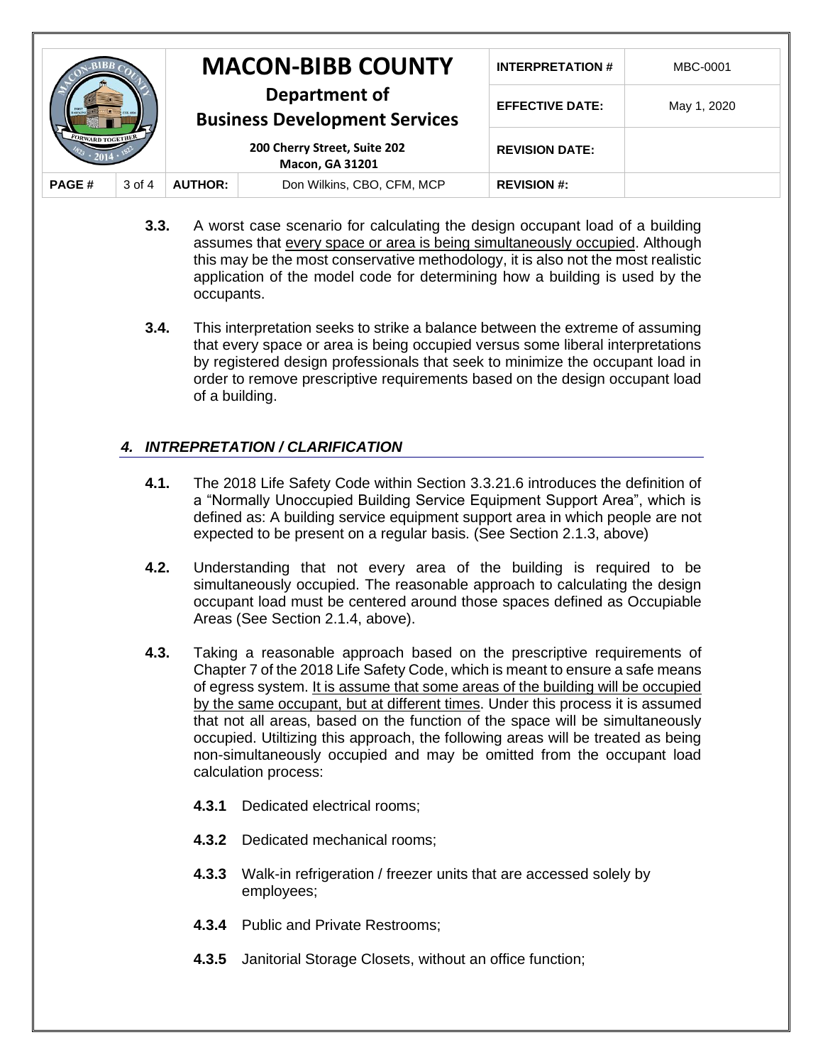**3.3.** A worst case scenario for calculating the design occupant load of a building assumes that every space or area is being simultaneously occupied. Although this may be the most conservative methodology, it is also not the most realistic application of the model code for determining how a building is used by the occupants.

**3.4.** This interpretation seeks to strike a balance between the extreme of assuming that every space or area is being occupied versus some liberal interpretations by registered design professionals that seek to minimize the occupant load in order to remove prescriptive requirements based on the design occupant load of a building.

## *4. INTREPRETATION / CLARIFICATION*

**4.1.** The 2018 Life Safety Code within Section 3.3.21.6 introduces the definition of a "Normally Unoccupied Building Service Equipment Support Area", which is defined as: A building service equipment support area in which people are not expected to be present on a regular basis. (See Section 2.1.3, above)

**4.2.** Understanding that not every area of the building is required to be simultaneously occupied. The reasonable approach to calculating the design occupant load must be centered around those spaces defined as Occupiable Areas (See Section 2.1.4, above).

**4.3.** Taking a reasonable approach based on the prescriptive requirements of Chapter 7 of the 2018 Life Safety Code, which is meant to ensure a safe means of egress system. It is assume that some areas of the building will be occupied by the same occupant, but at different times. Under this process it is assumed that not all areas, based on the function of the space will be simultaneously occupied. Utiltizing this approach, the following areas will be treated as being non-simultaneously occupied and may be omitted from the occupant load calculation process:

**4.3.1** Dedicated electrical rooms;

**4.3.2** Dedicated mechanical rooms;

**4.3.3** Walk-in refrigeration / freezer units that are accessed solely by employees;

**4.3.4** Public and Private Restrooms;

**4.3.5** Janitorial Storage Closets, without an office function;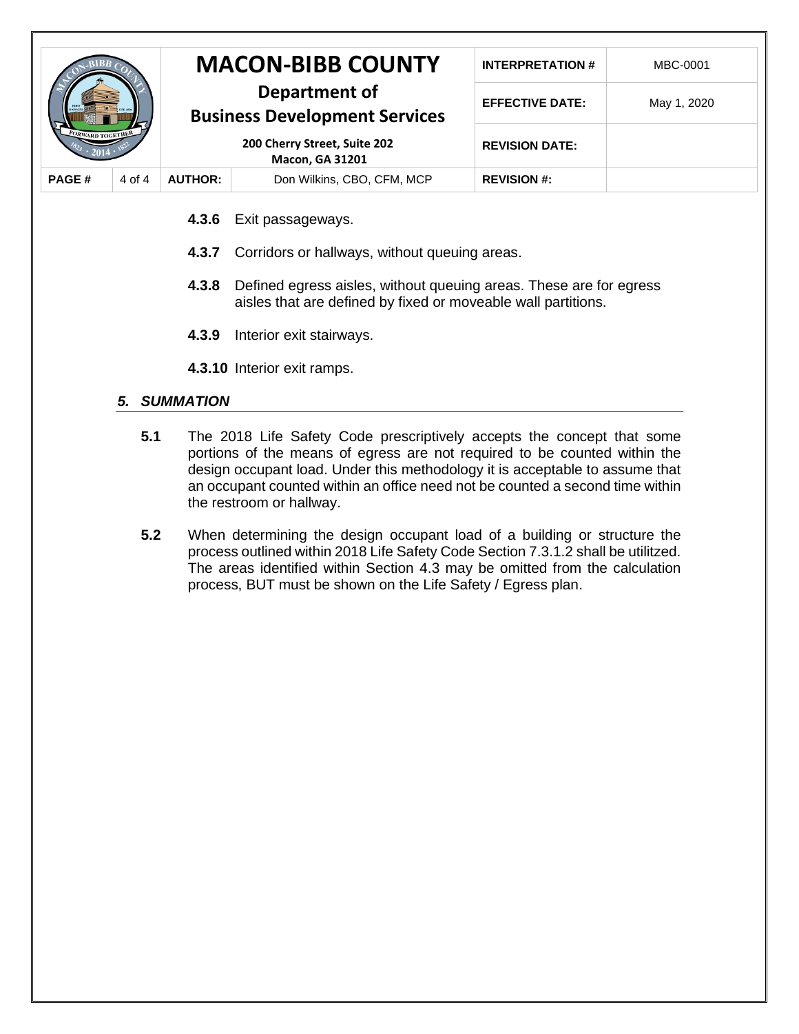**4.3.6** Exit passageways.

**4.3.7** Corridors or hallways, without queuing areas.

**4.3.8** Defined egress aisles, without queuing areas. These are for egress aisles that are defined by fixed or moveable wall partitions.

**4.3.9** Interior exit stairways.

**4.3.10** Interior exit ramps.

## *5. SUMMATION*

**5.1** The 2018 Life Safety Code prescriptively accepts the concept that some portions of the means of egress are not required to be counted within the design occupant load. Under this methodology it is acceptable to assume that an occupant counted within an office need not be counted a second time within the restroom or hallway.

**5.2** When determining the design occupant load of a building or structure the process outlined within 2018 Life Safety Code Section 7.3.1.2 shall be utilitzed. The areas identified within Section 4.3 may be omitted from the calculation process, BUT must be shown on the Life Safety / Egress plan.